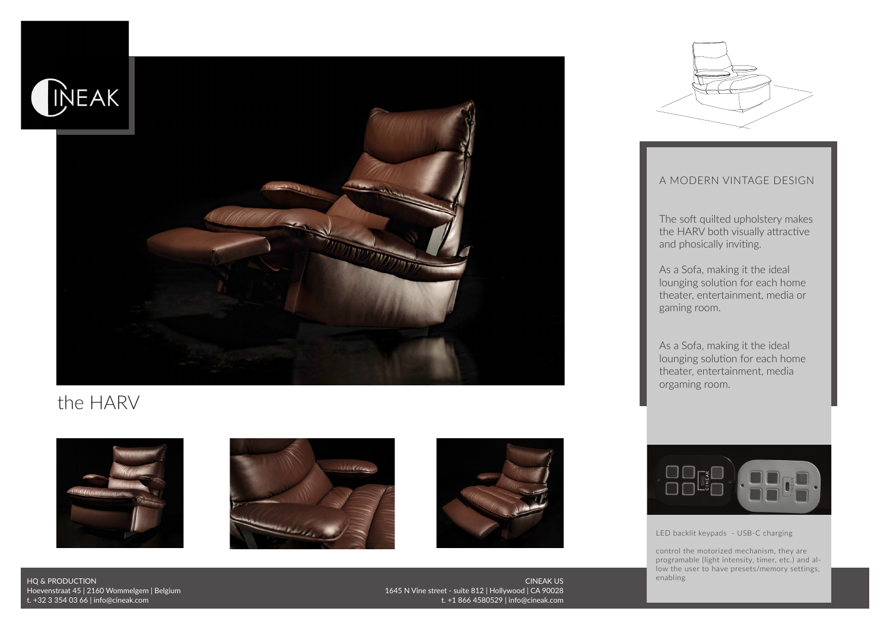# the HARV

## A MODERN VINTAGE DESIGN

The soft quilted upholstery makes the HARV both visually attractive and phosically inviting.

As a Sofa, making it the ideal lounging solution for each home theater, entertainment, media or gaming room.

As a Sofa, making it the ideal lounging solution for each home theater, entertainment, media orgaming room.

LED backlit keypads - USB-C charging

control the motorized mechanism, they are programable (light intensity, timer, etc.) and allow the user to have presets/memory settings, enabling

HQ & PRODUCTION
Hoevenstraat 45 | 2160 Wommelgem | Belgium
t. +32 3 354 03 66 | info@cineak.com

CINEAK US
1645 N Vine street - suite 812 | Hollywood | CA 90028
t. +1 866 4580529 | info@cineak.com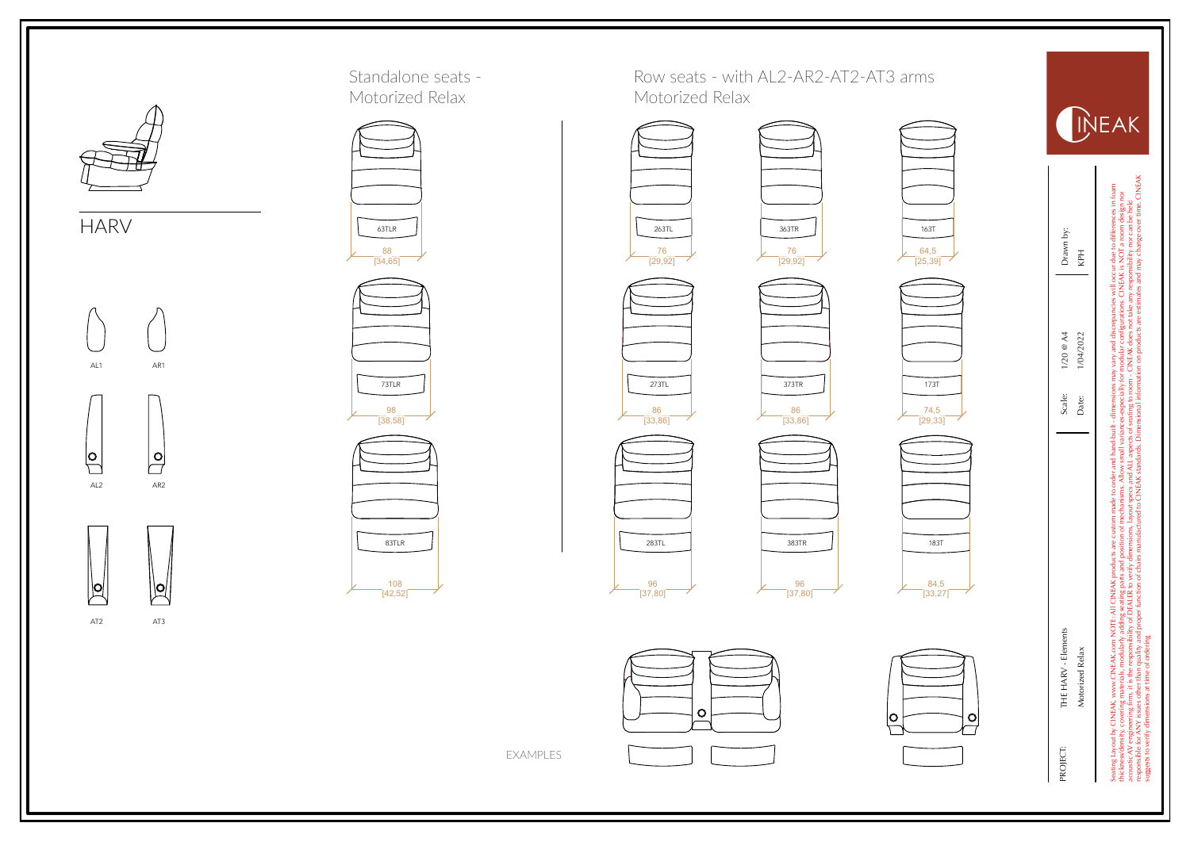# HARV

AL1 AR1

AL2 AR2

AT2 AT3

## Standalone seats - Motorized Relax

| Model | Width |
|---|---|
| 63TLR | 88 [34,65] |
| 73TLR | 98 [38,58] |
| 83TLR | 108 [42,52] |

## Row seats - with AL2-AR2-AT2-AT3 arms Motorized Relax

| Model | Width | Model | Width | Model | Width |
|---|---|---|---|---|---|
| 263TL | 76 [29,92] | 363TR | 76 [29,92] | 163T | 64,5 [25,39] |
| 273TL | 86 [33,86] | 373TR | 86 [33,86] | 173T | 74,5 [29,33] |
| 283TL | 96 [37,80] | 383TR | 96 [37,80] | 183T | 84,5 [33,27] |

EXAMPLES

INEAK

PROJECT: THE HARV - Elements

Motorized Relax

Scale: 1/20 @ A4

Date: 1/04/2022

Drawn by: KPH

Seating Layout by CINEAK www.CINEAK.com NOTE: All CINEAK products are custom made to order and hand-built - dimensions may vary and discrepancies will occur due to differences in foam thickness/density, covering materials, modularly adding seating parts and position of mechanisms. Allow small variances especially for modular configurations. CINEAK is NOT a room design nor acoustic/AV engineering firm, it is the responsibility of DEALER to verify dimensions, layout specs and ALL aspects of seating to room - CINEAK does not take any responsibility nor can be held responsible for ANY issues other than quality and proper function of chairs manufactured to CINEAK standards. Dimensional information on products are estimates and may change over time. CINEAK suggests to verify dimensions at time of ordering.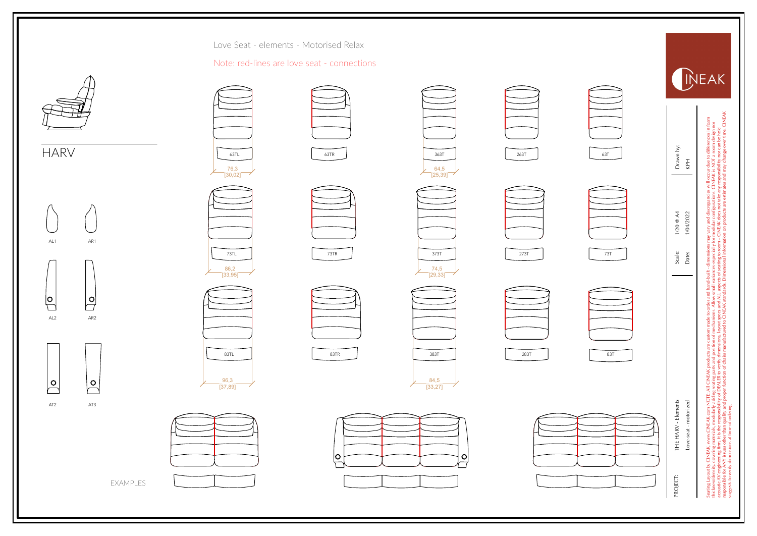# Love Seat - elements - Motorised Relax

Note: red-lines are love seat - connections

## HARV

AL1 AR1

AL2 AR2

AT2 AT3

63TL 63TR 363T 263T 63T

76,3 [30,02]

64,5 [25,39]

73TL 73TR 373T 273T 73T

86,2 [33,95]

74,5 [29,33]

83TL 83TR 383T 283T 83T

96,3 [37,89]

84,5 [33,27]

EXAMPLES

CINEAK

| | | | |
|---|---|---|---|
| Drawn by: | KPH | | |
| Scale: | 1/20 @ A4 | Date: | 1/04/2022 |
| PROJECT: | THE HARV - Elements | | Love-seat - motorized |

Seating Layout by CINEAK, www.CINEAK.com NOTE: All CINEAK products are custom made to order and hand-built - dimensions may vary and discrepancies will occur due to differences in foam thickness/density, covering materials, modularly adding seating parts and position of mechanisms. Allow small variances especially for modular configurations. CINEAK is NOT a room design nor acoustic AV engineering firm, it is the responsibility of DEALER to verify dimensions, layout specs and ALL aspects of seating to room - CINEAK does not take any responsibility nor can be held responsible for ANY issues other than quality and proper function of chairs manufactured to CINEAK standards. Dimensional information on products are estimates and may change over time. CINEAK suggests to verify dimensions at time of ordering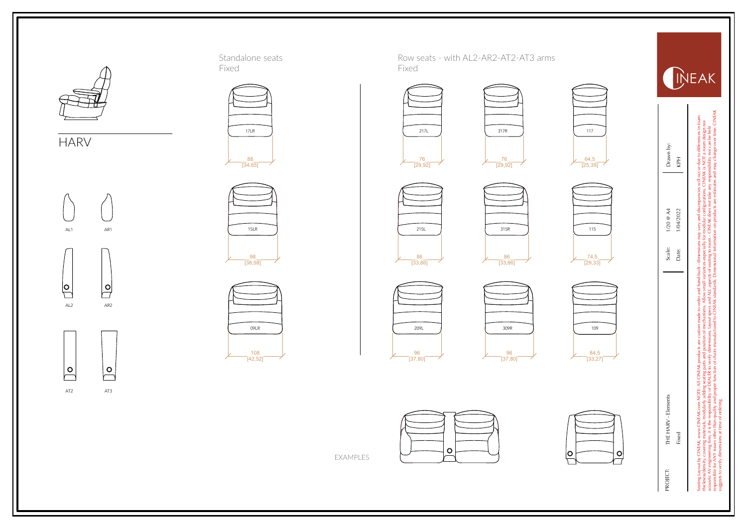# HARV

AL1 AR1

AL2 AR2

AT2 AT3

## Standalone seats
Fixed

| Model | Width |
| --- | --- |
| 17LR | 88 [34,65] |
| 15LR | 98 [38,58] |
| 09LR | 108 [42,52] |

## Row seats - with AL2-AR2-AT2-AT3 arms
Fixed

| Model | Width | Model | Width | Model | Width |
| --- | --- | --- | --- | --- | --- |
| 217L | 76 [29,92] | 317R | 76 [29,92] | 117 | 64,5 [25,39] |
| 215L | 86 [33,86] | 315R | 86 [33,86] | 115 | 74,5 [29,33] |
| 209L | 96 [37,80] | 309R | 96 [37,80] | 109 | 84,5 [33,27] |

EXAMPLES

CINEAK

| | | | |
| --- | --- | --- | --- |
| PROJECT: | THE HARV - Elements | Scale: | 1/20 @ A4 |
| | Fixed | Date: | 1/04/2022 |
| | | Drawn by: | KPH |

Seating Layout by CINEAK, www.CINEAK.com NOTE: All CINEAK products are custom made to order and hand-built - dimensions may vary and discrepancies will occur due to differences in foam thickness/density, covering materials, modularly adding seating parts and position of mechanisms. Allow small variances especially for modular configurations. CINEAK is NOT a room design nor acoustic AV engineering firm, it is the responsibility of DEALER to verify dimensions, layout specs and ALL aspects of seating to room - CINEAK does not take any responsibility nor can be held responsible for ANY issues other than quality and proper function of chairs manufactured to CINEAK standards. Dimensional information on products are estimates and may change over time. CINEAK suggests to verify dimensions at time of ordering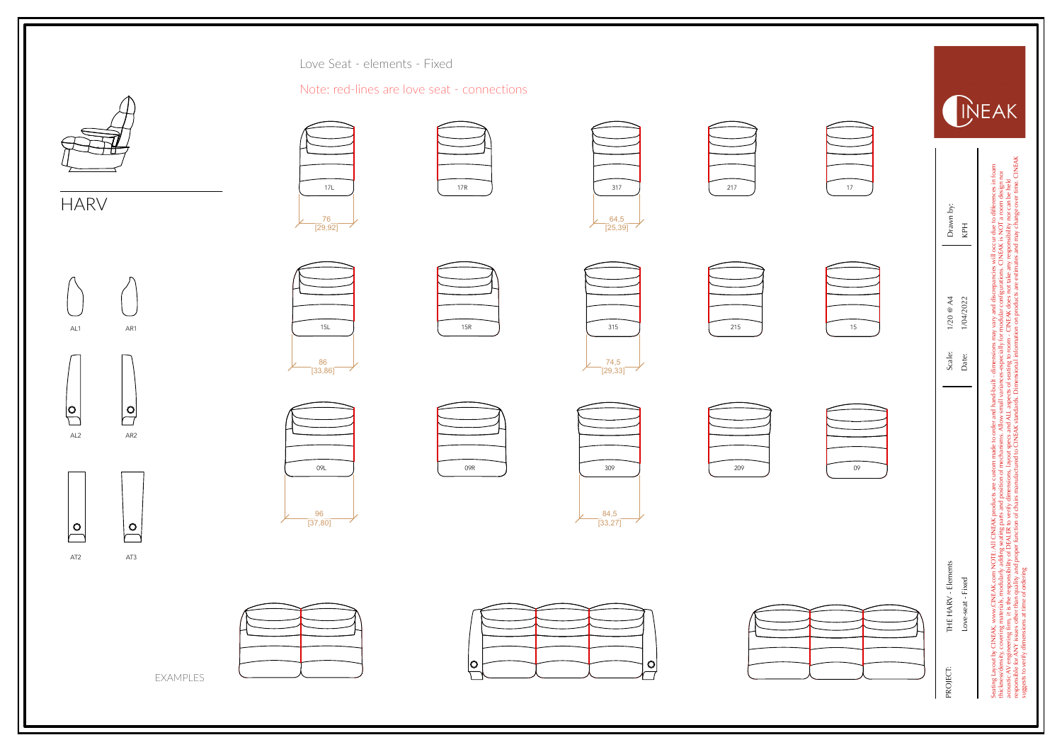# HARV

## Love Seat - elements - Fixed

Note: red-lines are love seat - connections

17L

17R

317

217

17

76
[29,92]

64,5
[25,39]

15L

15R

315

215

15

86
[33,86]

74,5
[29,33]

09L

09R

309

209

09

96
[37,80]

84,5
[33,27]

AL1

AR1

AL2

AR2

AT2

AT3

EXAMPLES

CINEAK

| | | | |
|---|---|---|---|
| PROJECT: | THE HARV - Elements | Scale: 1/20 @ A4 | Drawn by: KPH |
| | Love-seat - Fixed | Date: 1/04/2022 | |

Seating Layout by CINEAK, www.CINEAK.com NOTE: All CINEAK products are custom made to order and hand-built - dimensions may vary and discrepancies will occur due to differences in foam thickness/density, covering materials, modularly adding seating parts and position of mechanisms. Allow small variances especially for modular configurations. CINEAK is NOT a room design nor acoustic/AV engineering firm, it is the responsibility of DEALER to verify dimensions, layout specs and ALL aspects of seating to room - CINEAK does not take any responsibility nor can be held responsible for ANY issues other than quality and proper function of chairs manufactured to CINEAK standards. Dimensional information on products are estimates and may change over time. CINEAK suggests to verify dimensions at time of ordering